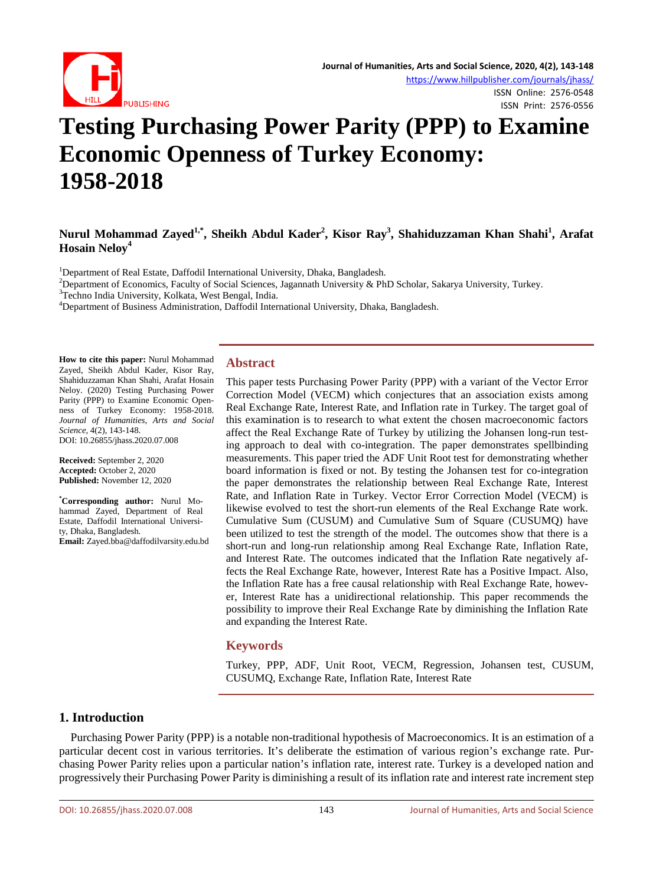# Testing Purchasing Power Parity (PPP) to Examine Economic Openness of Turkey Economy: 1958-2018

**Nurul Mohammad Zayed[1,*], Sheikh Abdul Kader[2], Kisor Ray[3], Shahiduzzaman Khan Shahi[1], Arafat Hosain Neloy[4]**

[1]Department of Real Estate, Daffodil International University, Dhaka, Bangladesh.
[2]Department of Economics, Faculty of Social Sciences, Jagannath University & PhD Scholar, Sakarya University, Turkey.
[3]Techno India University, Kolkata, West Bengal, India.
[4]Department of Business Administration, Daffodil International University, Dhaka, Bangladesh.

**How to cite this paper:** Nurul Mohammad Zayed, Sheikh Abdul Kader, Kisor Ray, Shahiduzzaman Khan Shahi, Arafat Hosain Neloy. (2020) Testing Purchasing Power Parity (PPP) to Examine Economic Openness of Turkey Economy: 1958-2018. *Journal of Humanities, Arts and Social Science*, 4(2), 143-148.
DOI: 10.26855/jhass.2020.07.008

**Received:** September 2, 2020
**Accepted:** October 2, 2020
**Published:** November 12, 2020

**[*]Corresponding author:** Nurul Mohammad Zayed, Department of Real Estate, Daffodil International University, Dhaka, Bangladesh.
**Email:** Zayed.bba@daffodilvarsity.edu.bd

## Abstract

This paper tests Purchasing Power Parity (PPP) with a variant of the Vector Error Correction Model (VECM) which conjectures that an association exists among Real Exchange Rate, Interest Rate, and Inflation rate in Turkey. The target goal of this examination is to research to what extent the chosen macroeconomic factors affect the Real Exchange Rate of Turkey by utilizing the Johansen long-run testing approach to deal with co-integration. The paper demonstrates spellbinding measurements. This paper tried the ADF Unit Root test for demonstrating whether board information is fixed or not. By testing the Johansen test for co-integration the paper demonstrates the relationship between Real Exchange Rate, Interest Rate, and Inflation Rate in Turkey. Vector Error Correction Model (VECM) is likewise evolved to test the short-run elements of the Real Exchange Rate work. Cumulative Sum (CUSUM) and Cumulative Sum of Square (CUSUMQ) have been utilized to test the strength of the model. The outcomes show that there is a short-run and long-run relationship among Real Exchange Rate, Inflation Rate, and Interest Rate. The outcomes indicated that the Inflation Rate negatively affects the Real Exchange Rate, however, Interest Rate has a Positive Impact. Also, the Inflation Rate has a free causal relationship with Real Exchange Rate, however, Interest Rate has a unidirectional relationship. This paper recommends the possibility to improve their Real Exchange Rate by diminishing the Inflation Rate and expanding the Interest Rate.

## Keywords

Turkey, PPP, ADF, Unit Root, VECM, Regression, Johansen test, CUSUM, CUSUMQ, Exchange Rate, Inflation Rate, Interest Rate

## 1. Introduction

Purchasing Power Parity (PPP) is a notable non-traditional hypothesis of Macroeconomics. It is an estimation of a particular decent cost in various territories. It's deliberate the estimation of various region's exchange rate. Purchasing Power Parity relies upon a particular nation's inflation rate, interest rate. Turkey is a developed nation and progressively their Purchasing Power Parity is diminishing a result of its inflation rate and interest rate increment step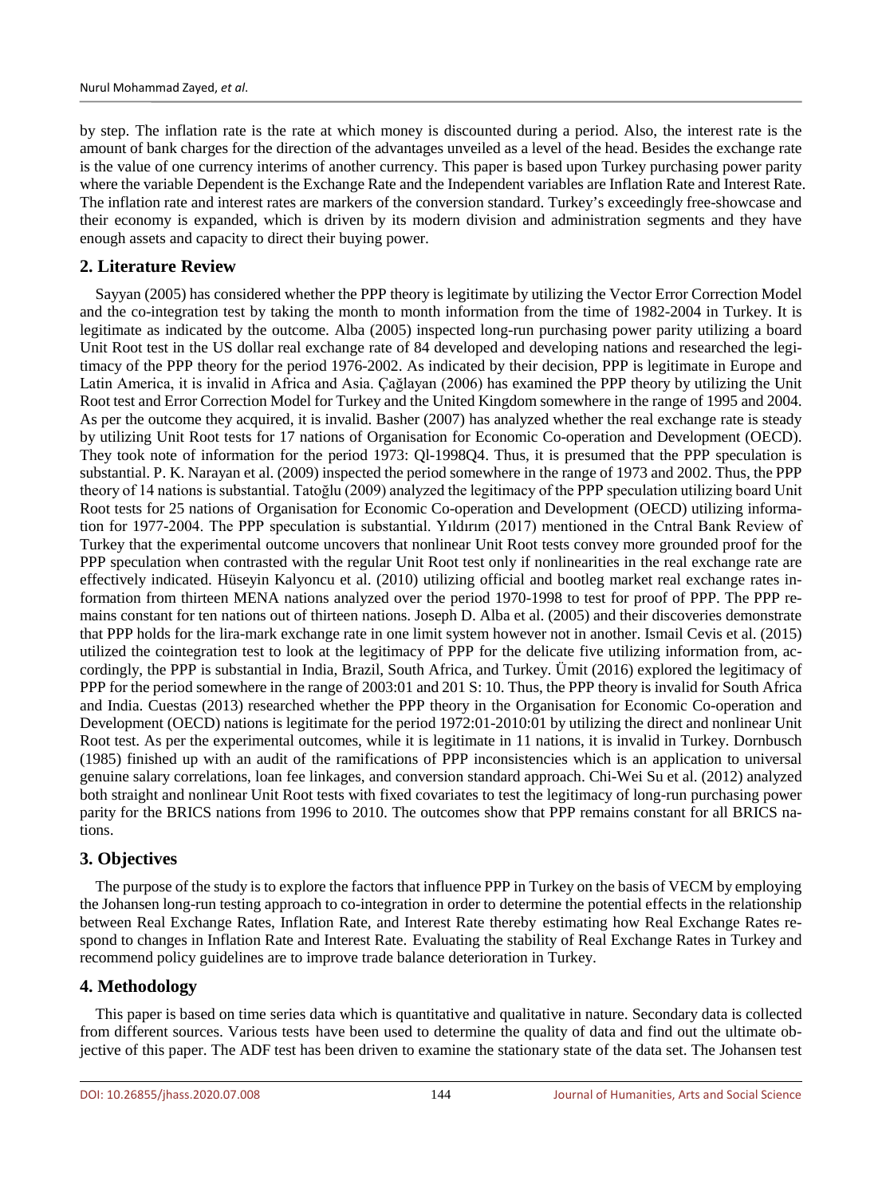by step. The inflation rate is the rate at which money is discounted during a period. Also, the interest rate is the amount of bank charges for the direction of the advantages unveiled as a level of the head. Besides the exchange rate is the value of one currency interims of another currency. This paper is based upon Turkey purchasing power parity where the variable Dependent is the Exchange Rate and the Independent variables are Inflation Rate and Interest Rate. The inflation rate and interest rates are markers of the conversion standard. Turkey's exceedingly free-showcase and their economy is expanded, which is driven by its modern division and administration segments and they have enough assets and capacity to direct their buying power.

## 2. Literature Review

Sayyan (2005) has considered whether the PPP theory is legitimate by utilizing the Vector Error Correction Model and the co-integration test by taking the month to month information from the time of 1982-2004 in Turkey. It is legitimate as indicated by the outcome. Alba (2005) inspected long-run purchasing power parity utilizing a board Unit Root test in the US dollar real exchange rate of 84 developed and developing nations and researched the legitimacy of the PPP theory for the period 1976-2002. As indicated by their decision, PPP is legitimate in Europe and Latin America, it is invalid in Africa and Asia. Çağlayan (2006) has examined the PPP theory by utilizing the Unit Root test and Error Correction Model for Turkey and the United Kingdom somewhere in the range of 1995 and 2004. As per the outcome they acquired, it is invalid. Basher (2007) has analyzed whether the real exchange rate is steady by utilizing Unit Root tests for 17 nations of Organisation for Economic Co-operation and Development (OECD). They took note of information for the period 1973: Ql-1998Q4. Thus, it is presumed that the PPP speculation is substantial. P. K. Narayan et al. (2009) inspected the period somewhere in the range of 1973 and 2002. Thus, the PPP theory of 14 nations is substantial. Tatoğlu (2009) analyzed the legitimacy of the PPP speculation utilizing board Unit Root tests for 25 nations of Organisation for Economic Co-operation and Development (OECD) utilizing information for 1977-2004. The PPP speculation is substantial. Yıldırım (2017) mentioned in the Cntral Bank Review of Turkey that the experimental outcome uncovers that nonlinear Unit Root tests convey more grounded proof for the PPP speculation when contrasted with the regular Unit Root test only if nonlinearities in the real exchange rate are effectively indicated. Hüseyin Kalyoncu et al. (2010) utilizing official and bootleg market real exchange rates information from thirteen MENA nations analyzed over the period 1970-1998 to test for proof of PPP. The PPP remains constant for ten nations out of thirteen nations. Joseph D. Alba et al. (2005) and their discoveries demonstrate that PPP holds for the lira-mark exchange rate in one limit system however not in another. Ismail Cevis et al. (2015) utilized the cointegration test to look at the legitimacy of PPP for the delicate five utilizing information from, accordingly, the PPP is substantial in India, Brazil, South Africa, and Turkey. Ümit (2016) explored the legitimacy of PPP for the period somewhere in the range of 2003:01 and 201 S: 10. Thus, the PPP theory is invalid for South Africa and India. Cuestas (2013) researched whether the PPP theory in the Organisation for Economic Co-operation and Development (OECD) nations is legitimate for the period 1972:01-2010:01 by utilizing the direct and nonlinear Unit Root test. As per the experimental outcomes, while it is legitimate in 11 nations, it is invalid in Turkey. Dornbusch (1985) finished up with an audit of the ramifications of PPP inconsistencies which is an application to universal genuine salary correlations, loan fee linkages, and conversion standard approach. Chi-Wei Su et al. (2012) analyzed both straight and nonlinear Unit Root tests with fixed covariates to test the legitimacy of long-run purchasing power parity for the BRICS nations from 1996 to 2010. The outcomes show that PPP remains constant for all BRICS nations.

## 3. Objectives

The purpose of the study is to explore the factors that influence PPP in Turkey on the basis of VECM by employing the Johansen long-run testing approach to co-integration in order to determine the potential effects in the relationship between Real Exchange Rates, Inflation Rate, and Interest Rate thereby estimating how Real Exchange Rates respond to changes in Inflation Rate and Interest Rate. Evaluating the stability of Real Exchange Rates in Turkey and recommend policy guidelines are to improve trade balance deterioration in Turkey.

## 4. Methodology

This paper is based on time series data which is quantitative and qualitative in nature. Secondary data is collected from different sources. Various tests have been used to determine the quality of data and find out the ultimate objective of this paper. The ADF test has been driven to examine the stationary state of the data set. The Johansen test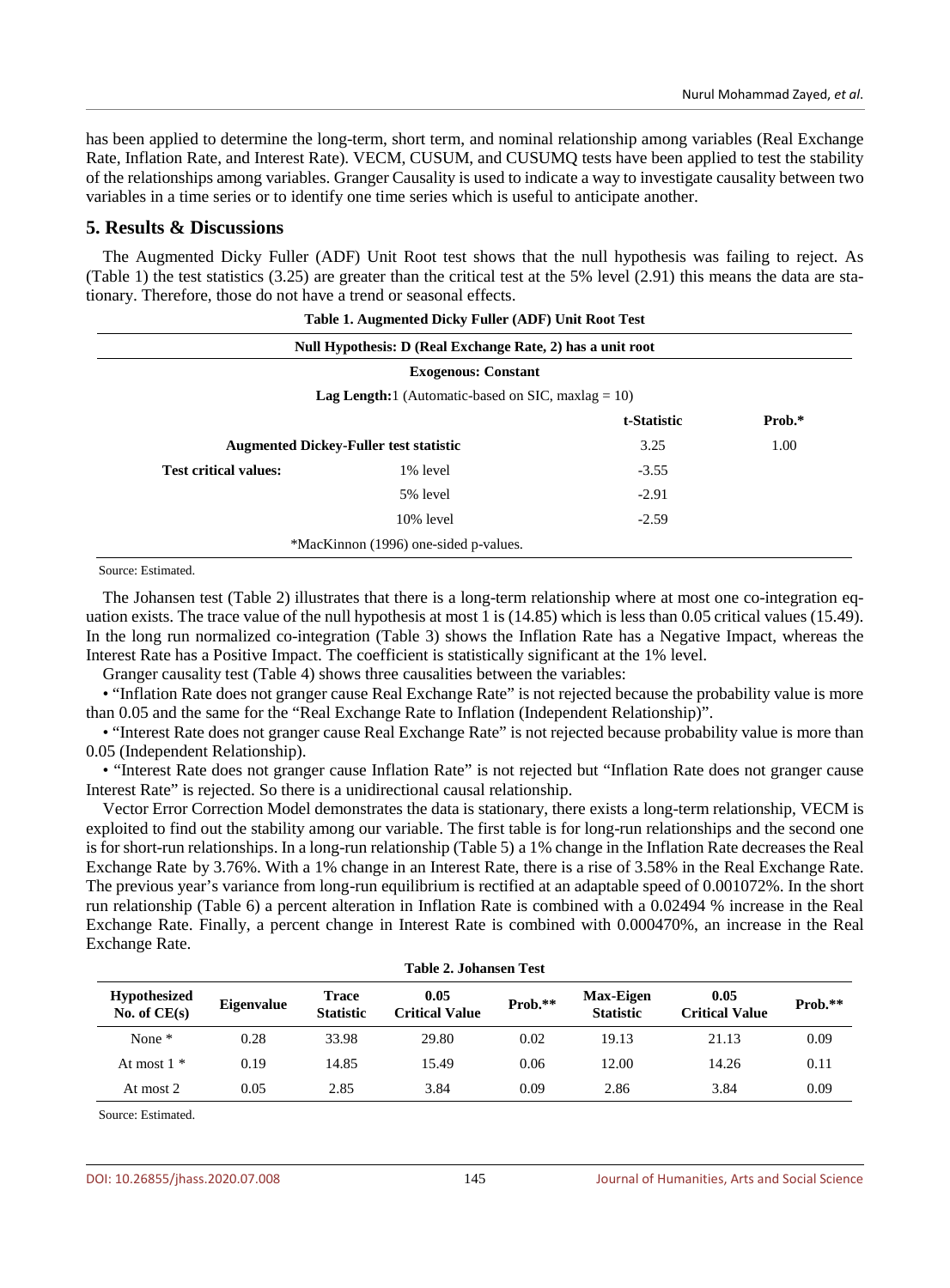has been applied to determine the long-term, short term, and nominal relationship among variables (Real Exchange Rate, Inflation Rate, and Interest Rate). VECM, CUSUM, and CUSUMQ tests have been applied to test the stability of the relationships among variables. Granger Causality is used to indicate a way to investigate causality between two variables in a time series or to identify one time series which is useful to anticipate another.

## 5. Results & Discussions

The Augmented Dicky Fuller (ADF) Unit Root test shows that the null hypothesis was failing to reject. As (Table 1) the test statistics (3.25) are greater than the critical test at the 5% level (2.91) this means the data are stationary. Therefore, those do not have a trend or seasonal effects.

**Table 1. Augmented Dicky Fuller (ADF) Unit Root Test**

| Null Hypothesis: D (Real Exchange Rate, 2) has a unit root | | | |
|---|---|---|---|
| **Exogenous: Constant** | | | |
| **Lag Length:** 1 (Automatic-based on SIC, maxlag = 10) | | | |
| | | **t-Statistic** | **Prob.*** |
| **Augmented Dickey-Fuller test statistic** | | 3.25 | 1.00 |
| **Test critical values:** | 1% level | -3.55 | |
| | 5% level | -2.91 | |
| | 10% level | -2.59 | |
| *MacKinnon (1996) one-sided p-values. | | | |

Source: Estimated.

The Johansen test (Table 2) illustrates that there is a long-term relationship where at most one co-integration equation exists. The trace value of the null hypothesis at most 1 is (14.85) which is less than 0.05 critical values (15.49). In the long run normalized co-integration (Table 3) shows the Inflation Rate has a Negative Impact, whereas the Interest Rate has a Positive Impact. The coefficient is statistically significant at the 1% level.

Granger causality test (Table 4) shows three causalities between the variables:

- "Inflation Rate does not granger cause Real Exchange Rate" is not rejected because the probability value is more than 0.05 and the same for the "Real Exchange Rate to Inflation (Independent Relationship)".
- "Interest Rate does not granger cause Real Exchange Rate" is not rejected because probability value is more than 0.05 (Independent Relationship).
- "Interest Rate does not granger cause Inflation Rate" is not rejected but "Inflation Rate does not granger cause Interest Rate" is rejected. So there is a unidirectional causal relationship.

Vector Error Correction Model demonstrates the data is stationary, there exists a long-term relationship, VECM is exploited to find out the stability among our variable. The first table is for long-run relationships and the second one is for short-run relationships. In a long-run relationship (Table 5) a 1% change in the Inflation Rate decreases the Real Exchange Rate by 3.76%. With a 1% change in an Interest Rate, there is a rise of 3.58% in the Real Exchange Rate. The previous year's variance from long-run equilibrium is rectified at an adaptable speed of 0.001072%. In the short run relationship (Table 6) a percent alteration in Inflation Rate is combined with a 0.02494 % increase in the Real Exchange Rate. Finally, a percent change in Interest Rate is combined with 0.000470%, an increase in the Real Exchange Rate.

**Table 2. Johansen Test**

| Hypothesized No. of CE(s) | Eigenvalue | Trace Statistic | 0.05 Critical Value | Prob.** | Max-Eigen Statistic | 0.05 Critical Value | Prob.** |
|---|---|---|---|---|---|---|---|
| None * | 0.28 | 33.98 | 29.80 | 0.02 | 19.13 | 21.13 | 0.09 |
| At most 1 * | 0.19 | 14.85 | 15.49 | 0.06 | 12.00 | 14.26 | 0.11 |
| At most 2 | 0.05 | 2.85 | 3.84 | 0.09 | 2.86 | 3.84 | 0.09 |

Source: Estimated.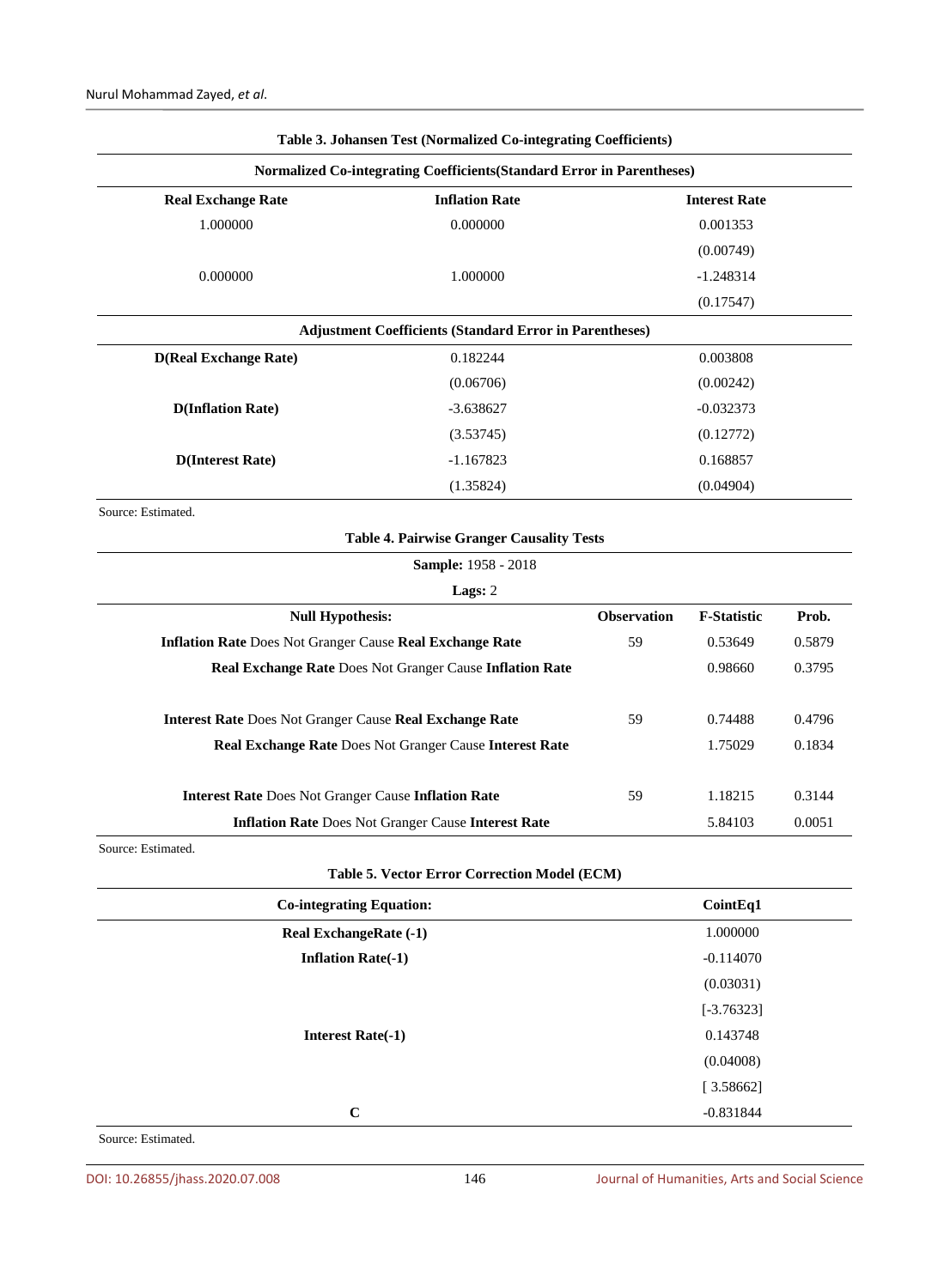**Table 3. Johansen Test (Normalized Co-integrating Coefficients)**

| Normalized Co-integrating Coefficients(Standard Error in Parentheses) | | |
|---|---|---|
| **Real Exchange Rate** | **Inflation Rate** | **Interest Rate** |
| 1.000000 | 0.000000 | 0.001353 |
| | | (0.00749) |
| 0.000000 | 1.000000 | -1.248314 |
| | | (0.17547) |
| **Adjustment Coefficients (Standard Error in Parentheses)** | | |
| **D(Real Exchange Rate)** | 0.182244 | 0.003808 |
| | (0.06706) | (0.00242) |
| **D(Inflation Rate)** | -3.638627 | -0.032373 |
| | (3.53745) | (0.12772) |
| **D(Interest Rate)** | -1.167823 | 0.168857 |
| | (1.35824) | (0.04904) |

Source: Estimated.

**Table 4. Pairwise Granger Causality Tests**

**Sample:** 1958 - 2018

**Lags:** 2

| Null Hypothesis: | Observation | F-Statistic | Prob. |
|---|---|---|---|
| **Inflation Rate** Does Not Granger Cause **Real Exchange Rate** | 59 | 0.53649 | 0.5879 |
| **Real Exchange Rate** Does Not Granger Cause **Inflation Rate** | | 0.98660 | 0.3795 |
| **Interest Rate** Does Not Granger Cause **Real Exchange Rate** | 59 | 0.74488 | 0.4796 |
| **Real Exchange Rate** Does Not Granger Cause **Interest Rate** | | 1.75029 | 0.1834 |
| **Interest Rate** Does Not Granger Cause **Inflation Rate** | 59 | 1.18215 | 0.3144 |
| **Inflation Rate** Does Not Granger Cause **Interest Rate** | | 5.84103 | 0.0051 |

Source: Estimated.

**Table 5. Vector Error Correction Model (ECM)**

| Co-integrating Equation: | CointEq1 |
|---|---|
| **Real ExchangeRate (-1)** | 1.000000 |
| **Inflation Rate(-1)** | -0.114070 |
| | (0.03031) |
| | [-3.76323] |
| **Interest Rate(-1)** | 0.143748 |
| | (0.04008) |
| | [ 3.58662] |
| **C** | -0.831844 |

Source: Estimated.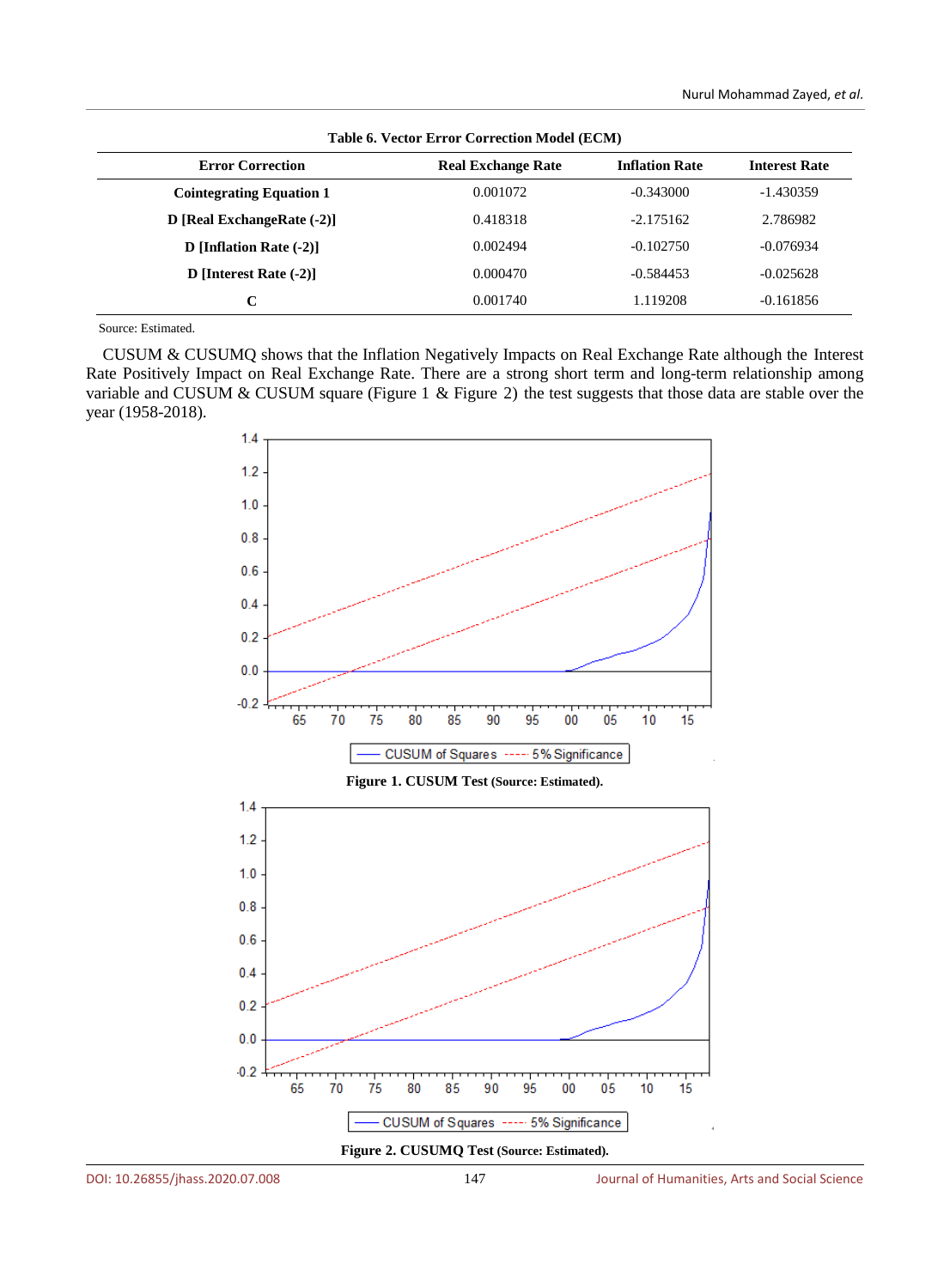**Table 6. Vector Error Correction Model (ECM)**

| Error Correction | Real Exchange Rate | Inflation Rate | Interest Rate |
|---|---|---|---|
| **Cointegrating Equation 1** | 0.001072 | -0.343000 | -1.430359 |
| **D [Real ExchangeRate (-2)]** | 0.418318 | -2.175162 | 2.786982 |
| **D [Inflation Rate (-2)]** | 0.002494 | -0.102750 | -0.076934 |
| **D [Interest Rate (-2)]** | 0.000470 | -0.584453 | -0.025628 |
| **C** | 0.001740 | 1.119208 | -0.161856 |

Source: Estimated.

CUSUM & CUSUMQ shows that the Inflation Negatively Impacts on Real Exchange Rate although the Interest Rate Positively Impact on Real Exchange Rate. There are a strong short term and long-term relationship among variable and CUSUM & CUSUM square (Figure 1 & Figure 2) the test suggests that those data are stable over the year (1958-2018).

**Figure 1. CUSUM Test** (Source: Estimated).

**Figure 2. CUSUMQ Test** (Source: Estimated).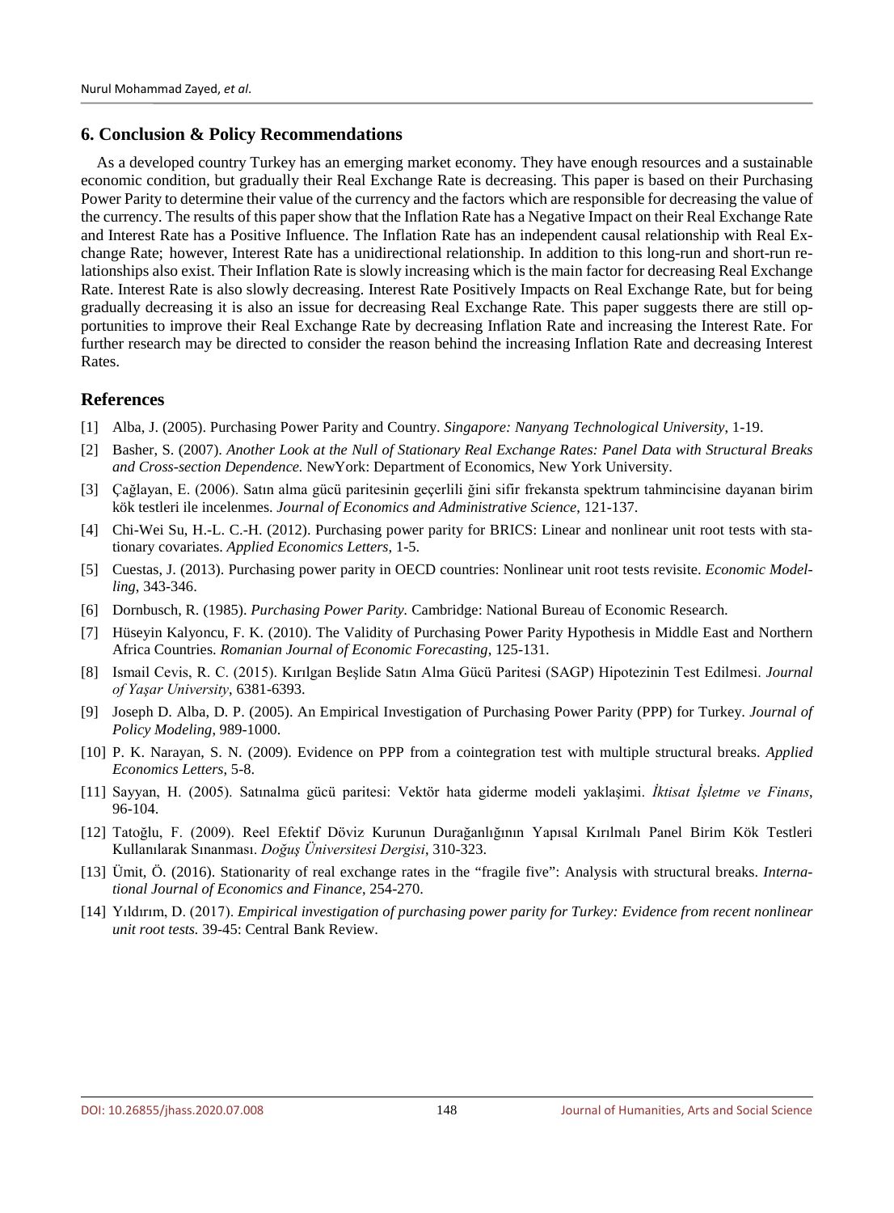## 6. Conclusion & Policy Recommendations

As a developed country Turkey has an emerging market economy. They have enough resources and a sustainable economic condition, but gradually their Real Exchange Rate is decreasing. This paper is based on their Purchasing Power Parity to determine their value of the currency and the factors which are responsible for decreasing the value of the currency. The results of this paper show that the Inflation Rate has a Negative Impact on their Real Exchange Rate and Interest Rate has a Positive Influence. The Inflation Rate has an independent causal relationship with Real Exchange Rate; however, Interest Rate has a unidirectional relationship. In addition to this long-run and short-run relationships also exist. Their Inflation Rate is slowly increasing which is the main factor for decreasing Real Exchange Rate. Interest Rate is also slowly decreasing. Interest Rate Positively Impacts on Real Exchange Rate, but for being gradually decreasing it is also an issue for decreasing Real Exchange Rate. This paper suggests there are still opportunities to improve their Real Exchange Rate by decreasing Inflation Rate and increasing the Interest Rate. For further research may be directed to consider the reason behind the increasing Inflation Rate and decreasing Interest Rates.

## References

[1] Alba, J. (2005). Purchasing Power Parity and Country. *Singapore: Nanyang Technological University*, 1-19.

[2] Basher, S. (2007). *Another Look at the Null of Stationary Real Exchange Rates: Panel Data with Structural Breaks and Cross-section Dependence.* NewYork: Department of Economics, New York University.

[3] Çağlayan, E. (2006). Satın alma gücü paritesinin geçerlili ğini sifir frekansta spektrum tahmincisine dayanan birim kök testleri ile incelenmes. *Journal of Economics and Administrative Science*, 121-137.

[4] Chi-Wei Su, H.-L. C.-H. (2012). Purchasing power parity for BRICS: Linear and nonlinear unit root tests with stationary covariates. *Applied Economics Letters*, 1-5.

[5] Cuestas, J. (2013). Purchasing power parity in OECD countries: Nonlinear unit root tests revisite. *Economic Modelling*, 343-346.

[6] Dornbusch, R. (1985). *Purchasing Power Parity.* Cambridge: National Bureau of Economic Research.

[7] Hüseyin Kalyoncu, F. K. (2010). The Validity of Purchasing Power Parity Hypothesis in Middle East and Northern Africa Countries. *Romanian Journal of Economic Forecasting*, 125-131.

[8] Ismail Cevis, R. C. (2015). Kırılgan Beşlide Satın Alma Gücü Paritesi (SAGP) Hipotezinin Test Edilmesi. *Journal of Yaşar University*, 6381-6393.

[9] Joseph D. Alba, D. P. (2005). An Empirical Investigation of Purchasing Power Parity (PPP) for Turkey. *Journal of Policy Modeling*, 989-1000.

[10] P. K. Narayan, S. N. (2009). Evidence on PPP from a cointegration test with multiple structural breaks. *Applied Economics Letters*, 5-8.

[11] Sayyan, H. (2005). Satınalma gücü paritesi: Vektör hata giderme modeli yaklaşimi. *İktisat İşletme ve Finans*, 96-104.

[12] Tatoğlu, F. (2009). Reel Efektif Döviz Kurunun Durağanlığının Yapısal Kırılmalı Panel Birim Kök Testleri Kullanılarak Sınanması. *Doğuş Üniversitesi Dergisi*, 310-323.

[13] Ümit, Ö. (2016). Stationarity of real exchange rates in the "fragile five": Analysis with structural breaks. *International Journal of Economics and Finance*, 254-270.

[14] Yıldırım, D. (2017). *Empirical investigation of purchasing power parity for Turkey: Evidence from recent nonlinear unit root tests.* 39-45: Central Bank Review.